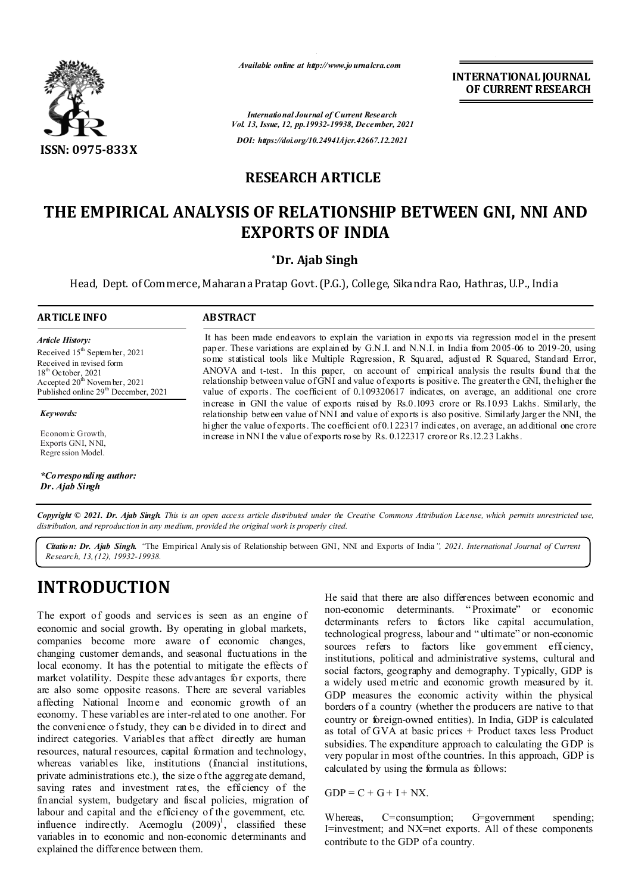*Available online at http://www.journalcra.com*

**INTERNATIONAL JOURNAL OF CURRENT RESEARCH**

*International Journal of Current Research*
*Vol. 13, Issue, 12, pp.19932-19938, December, 2021*

*DOI: https://doi.org/10.24941/ijcr.42667.12.2021*

**ISSN: 0975-833X**

**RESEARCH ARTICLE**

# THE EMPIRICAL ANALYSIS OF RELATIONSHIP BETWEEN GNI, NNI AND EXPORTS OF INDIA

**\*Dr. Ajab Singh**

Head, Dept. of Commerce, Maharana Pratap Govt. (P.G.), College, Sikandra Rao, Hathras, U.P., India

**ARTICLE INFO**

*Article History:*
Received 15th September, 2021
Received in revised form
18th October, 2021
Accepted 20th November, 2021
Published online 29th December, 2021

*Keywords:*

Economic Growth,
Exports GNI, NNI,
Regression Model.

*\*Corresponding author:*
*Dr. Ajab Singh*

**ABSTRACT**

It has been made endeavors to explain the variation in exports via regression model in the present paper. These variations are explained by G.N.I. and N.N.I. in India from 2005-06 to 2019-20, using some statistical tools like Multiple Regression, R Squared, adjusted R Squared, Standard Error, ANOVA and t-test. In this paper, on account of empirical analysis the results found that the relationship between value of GNI and value of exports is positive. The greater the GNI, the higher the value of exports. The coefficient of 0.109320617 indicates, on average, an additional one crore increase in GNI the value of exports raised by Rs.0.1093 crore or Rs.10.93 Lakhs. Similarly, the relationship between value of NNI and value of exports is also positive. Similarly,larger the NNI, the higher the value of exports. The coefficient of 0.122317 indicates, on average, an additional one crore increase in NNI the value of exports rose by Rs. 0.122317 crore or Rs.12.23 Lakhs.

*Copyright © 2021. Dr. Ajab Singh. This is an open access article distributed under the Creative Commons Attribution License, which permits unrestricted use, distribution, and reproduction in any medium, provided the original work is properly cited.*

***Citation: Dr. Ajab Singh.** "The Empirical Analysis of Relationship between GNI, NNI and Exports of India", 2021. International Journal of Current Research, 13, (12), 19932-19938.*

## INTRODUCTION

The export of goods and services is seen as an engine of economic and social growth. By operating in global markets, companies become more aware of economic changes, changing customer demands, and seasonal fluctuations in the local economy. It has the potential to mitigate the effects of market volatility. Despite these advantages for exports, there are also some opposite reasons. There are several variables affecting National Income and economic growth of an economy. These variables are inter-related to one another. For the convenience of study, they can be divided in to direct and indirect categories. Variables that affect directly are human resources, natural resources, capital formation and technology, whereas variables like, institutions (financial institutions, private administrations etc.), the size of the aggregate demand, saving rates and investment rates, the efficiency of the financial system, budgetary and fiscal policies, migration of labour and capital and the efficiency of the government, etc. influence indirectly. Acemoglu (2009)[1], classified these variables in to economic and non-economic determinants and explained the difference between them.

He said that there are also differences between economic and non-economic determinants. "Proximate" or economic determinants refers to factors like capital accumulation, technological progress, labour and "ultimate" or non-economic sources refers to factors like government efficiency, institutions, political and administrative systems, cultural and social factors, geography and demography. Typically, GDP is a widely used metric and economic growth measured by it. GDP measures the economic activity within the physical borders of a country (whether the producers are native to that country or foreign-owned entities). In India, GDP is calculated as total of GVA at basic prices + Product taxes less Product subsidies. The expenditure approach to calculating the GDP is very popular in most of the countries. In this approach, GDP is calculated by using the formula as follows:

$GDP = C + G + I + NX.$

Whereas, C=consumption; G=government spending; I=investment; and NX=net exports. All of these components contribute to the GDP of a country.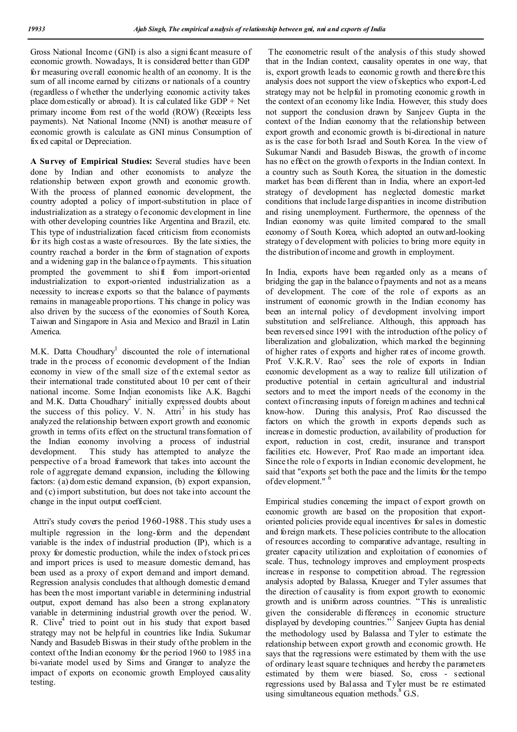Gross National Income (GNI) is also a significant measure of economic growth. Nowadays, It is considered better than GDP for measuring overall economic health of an economy. It is the sum of all income earned by citizens or nationals of a country (regardless of whether the underlying economic activity takes place domestically or abroad). It is calculated like GDP + Net primary income from rest of the world (ROW) (Receipts less payments). Net National Income (NNI) is another measure of economic growth is calculate as GNI minus Consumption of fixed capital or Depreciation.

**A Survey of Empirical Studies:** Several studies have been done by Indian and other economists to analyze the relationship between export growth and economic growth. With the process of planned economic development, the country adopted a policy of import-substitution in place of industrialization as a strategy of economic development in line with other developing countries like Argentina and Brazil, etc. This type of industrialization faced criticism from economists for its high cost as a waste of resources. By the late sixties, the country reached a border in the form of stagnation of exports and a widening gap in the balance of payments. This situation prompted the government to shift from import-oriented industrialization to export-oriented industrialization as a necessity to increase exports so that the balance of payments remains in manageable proportions. This change in policy was also driven by the success of the economies of South Korea, Taiwan and Singapore in Asia and Mexico and Brazil in Latin America.

M.K. Datta Choudhary[1] discounted the role of international trade in the process of economic development of the Indian economy in view of the small size of the external sector as their international trade constituted about 10 per cent of their national income. Some Indian economists like A.K. Bagchi and M.K. Datta Choudhary[2] initially expressed doubts about the success of this policy. V. N. Attri[3] in his study has analyzed the relationship between export growth and economic growth in terms of its effect on the structural transformation of the Indian economy involving a process of industrial development. This study has attempted to analyze the perspective of a broad framework that takes into account the role of aggregate demand expansion, including the following factors: (a) domestic demand expansion, (b) export expansion, and (c) import substitution, but does not take into account the change in the input output coefficient.

Attri's study covers the period 1960-1988. This study uses a multiple regression in the long-form and the dependent variable is the index of industrial production (IP), which is a proxy for domestic production, while the index of stock prices and import prices is used to measure domestic demand, has been used as a proxy of export demand and import demand. Regression analysis concludes that although domestic demand has been the most important variable in determining industrial output, export demand has also been a strong explanatory variable in determining industrial growth over the period. W. R. Clive[4] tried to point out in his study that export based strategy may not be helpful in countries like India. Sukumar Nandy and Basudeb Biswas in their study of the problem in the context of the Indian economy for the period 1960 to 1985 in a bi-variate model used by Sims and Granger to analyze the impact of exports on economic growth Employed causality testing.

The econometric result of the analysis of this study showed that in the Indian context, causality operates in one way, that is, export growth leads to economic growth and therefore this analysis does not support the view of skeptics who export-Led strategy may not be helpful in promoting economic growth in the context of an economy like India. However, this study does not support the conclusion drawn by Sanjeev Gupta in the context of the Indian economy that the relationship between export growth and economic growth is bi-directional in nature as is the case for both Israel and South Korea. In the view of Sukumar Nandi and Basudeb Biswas, the growth of income has no effect on the growth of exports in the Indian context. In a country such as South Korea, the situation in the domestic market has been different than in India, where an export-led strategy of development has neglected domestic market conditions that include large disparities in income distribution and rising unemployment. Furthermore, the openness of the Indian economy was quite limited compared to the small economy of South Korea, which adopted an outward-looking strategy of development with policies to bring more equity in the distribution of income and growth in employment.

In India, exports have been regarded only as a means of bridging the gap in the balance of payments and not as a means of development. The core of the role of exports as an instrument of economic growth in the Indian economy has been an internal policy of development involving import substitution and self-reliance. Although, this approach has been reversed since 1991 with the introduction of the policy of liberalization and globalization, which marked the beginning of higher rates of exports and higher rates of income growth. Prof. V.K.R.V. Rao[5] sees the role of exports in Indian economic development as a way to realize full utilization of productive potential in certain agricultural and industrial sectors and to meet the import needs of the economy in the context of increasing inputs of foreign machines and technical know-how. During this analysis, Prof. Rao discussed the factors on which the growth in exports depends such as increase in domestic production, availability of production for export, reduction in cost, credit, insurance and transport facilities etc. However, Prof. Rao made an important idea. Since the role of exports in Indian economic development, he said that "exports set both the pace and the limits for the tempo of development." [6]

Empirical studies concerning the impact of export growth on economic growth are based on the proposition that export-oriented policies provide equal incentives for sales in domestic and foreign markets. These policies contribute to the allocation of resources according to comparative advantage, resulting in greater capacity utilization and exploitation of economies of scale. Thus, technology improves and employment prospects increase in response to competition abroad. The regression analysis adopted by Balassa, Krueger and Tyler assumes that the direction of causality is from export growth to economic growth and is uniform across countries. "This is unrealistic given the considerable differences in economic structure displayed by developing countries."[7] Sanjeev Gupta has denial the methodology used by Balassa and Tyler to estimate the relationship between export growth and economic growth. He says that the regressions were estimated by them with the use of ordinary least square techniques and hereby the parameters estimated by them were biased. So, cross - sectional regressions used by Balassa and Tyler must be re estimated using simultaneous equation methods.[8] G.S.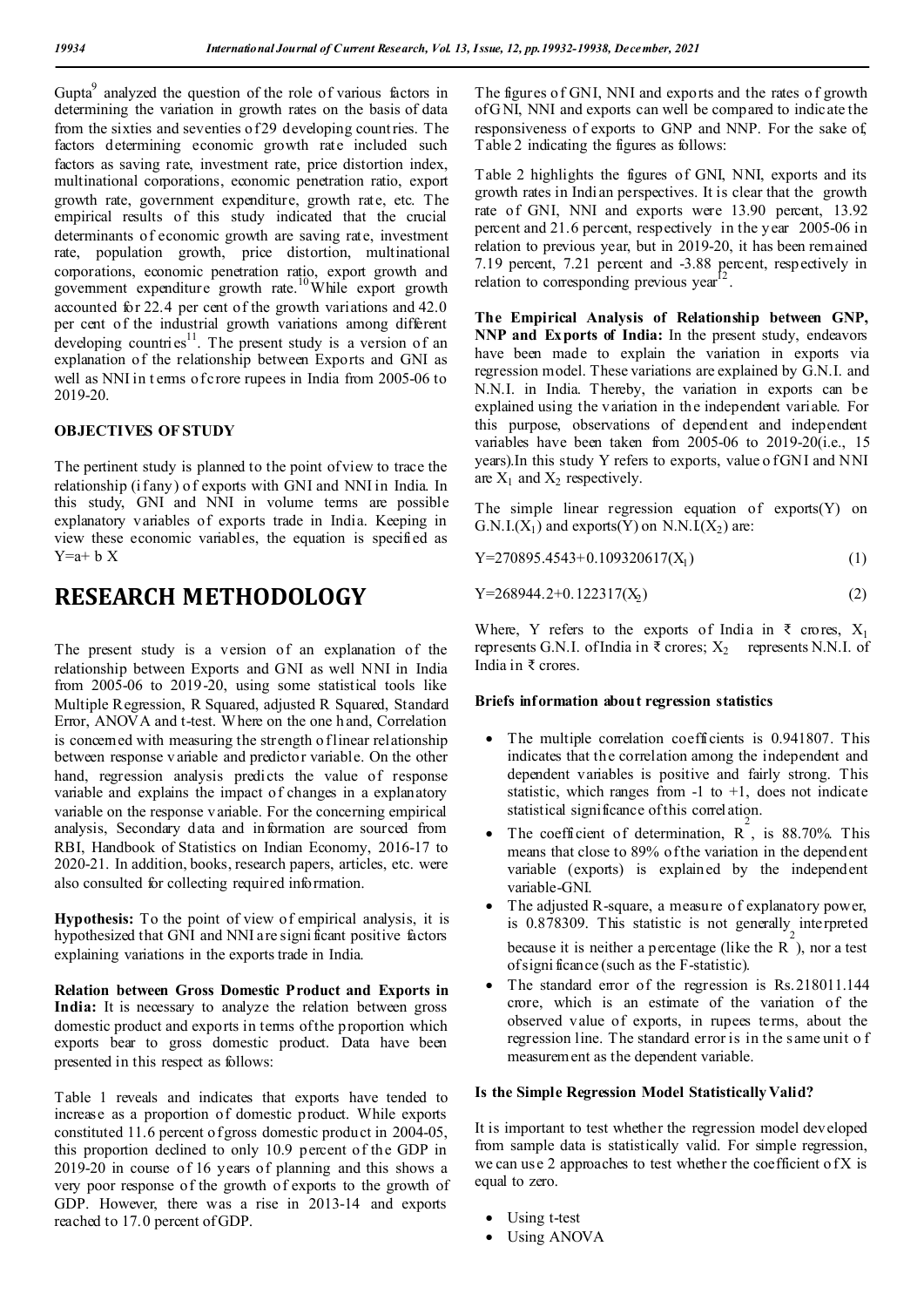Gupta[9] analyzed the question of the role of various factors in determining the variation in growth rates on the basis of data from the sixties and seventies of 29 developing countries. The factors determining economic growth rate included such factors as saving rate, investment rate, price distortion index, multinational corporations, economic penetration ratio, export growth rate, government expenditure, growth rate, etc. The empirical results of this study indicated that the crucial determinants of economic growth are saving rate, investment rate, population growth, price distortion, multinational corporations, economic penetration ratio, export growth and government expenditure growth rate.[10] While export growth accounted for 22.4 per cent of the growth variations and 42.0 per cent of the industrial growth variations among different developing countries[11]. The present study is a version of an explanation of the relationship between Exports and GNI as well as NNI in terms of crore rupees in India from 2005-06 to 2019-20.

## OBJECTIVES OF STUDY

The pertinent study is planned to the point of view to trace the relationship (if any) of exports with GNI and NNI in India. In this study, GNI and NNI in volume terms are possible explanatory variables of exports trade in India. Keeping in view these economic variables, the equation is specified as $Y=a+bX$

# RESEARCH METHODOLOGY

The present study is a version of an explanation of the relationship between Exports and GNI as well NNI in India from 2005-06 to 2019-20, using some statistical tools like Multiple Regression, R Squared, adjusted R Squared, Standard Error, ANOVA and t-test. Where on the one hand, Correlation is concerned with measuring the strength of linear relationship between response variable and predictor variable. On the other hand, regression analysis predicts the value of response variable and explains the impact of changes in a explanatory variable on the response variable. For the concerning empirical analysis, Secondary data and information are sourced from RBI, Handbook of Statistics on Indian Economy, 2016-17 to 2020-21. In addition, books, research papers, articles, etc. were also consulted for collecting required information.

**Hypothesis:** To the point of view of empirical analysis, it is hypothesized that GNI and NNI are significant positive factors explaining variations in the exports trade in India.

**Relation between Gross Domestic Product and Exports in India:** It is necessary to analyze the relation between gross domestic product and exports in terms of the proportion which exports bear to gross domestic product. Data have been presented in this respect as follows:

Table 1 reveals and indicates that exports have tended to increase as a proportion of domestic product. While exports constituted 11.6 percent of gross domestic product in 2004-05, this proportion declined to only 10.9 percent of the GDP in 2019-20 in course of 16 years of planning and this shows a very poor response of the growth of exports to the growth of GDP. However, there was a rise in 2013-14 and exports reached to 17.0 percent of GDP.

The figures of GNI, NNI and exports and the rates of growth of GNI, NNI and exports can well be compared to indicate the responsiveness of exports to GNP and NNP. For the sake of, Table 2 indicating the figures as follows:

Table 2 highlights the figures of GNI, NNI, exports and its growth rates in Indian perspectives. It is clear that the growth rate of GNI, NNI and exports were 13.90 percent, 13.92 percent and 21.6 percent, respectively in the year 2005-06 in relation to previous year, but in 2019-20, it has been remained 7.19 percent, 7.21 percent and -3.88 percent, respectively in relation to corresponding previous year[12].

**The Empirical Analysis of Relationship between GNP, NNP and Exports of India:** In the present study, endeavors have been made to explain the variation in exports via regression model. These variations are explained by G.N.I. and N.N.I. in India. Thereby, the variation in exports can be explained using the variation in the independent variable. For this purpose, observations of dependent and independent variables have been taken from 2005-06 to 2019-20(i.e., 15 years).In this study Y refers to exports, value of GNI and NNI are $X_1$ and $X_2$ respectively.

The simple linear regression equation of exports(Y) on G.N.I.($X_1$) and exports(Y) on N.N.I($X_2$) are:

$$Y=270895.4543+0.109320617(X_1) \tag{1}$$

$$Y=268944.2+0.122317(X_2) \tag{2}$$

Where, Y refers to the exports of India in ₹ crores, $X_1$ represents G.N.I. of India in ₹ crores; $X_2$ represents N.N.I. of India in ₹ crores.

**Briefs information about regression statistics**

- The multiple correlation coefficients is 0.941807. This indicates that the correlation among the independent and dependent variables is positive and fairly strong. This statistic, which ranges from -1 to +1, does not indicate statistical significance of this correlation.
- The coefficient of determination, $R^2$, is 88.70%. This means that close to 89% of the variation in the dependent variable (exports) is explained by the independent variable-GNI.
- The adjusted R-square, a measure of explanatory power, is 0.878309. This statistic is not generally interpreted because it is neither a percentage (like the $R^2$), nor a test of significance (such as the F-statistic).
- The standard error of the regression is Rs.218011.144 crore, which is an estimate of the variation of the observed value of exports, in rupees terms, about the regression line. The standard error is in the same unit of measurement as the dependent variable.

**Is the Simple Regression Model Statistically Valid?**

It is important to test whether the regression model developed from sample data is statistically valid. For simple regression, we can use 2 approaches to test whether the coefficient of X is equal to zero.

- Using t-test
- Using ANOVA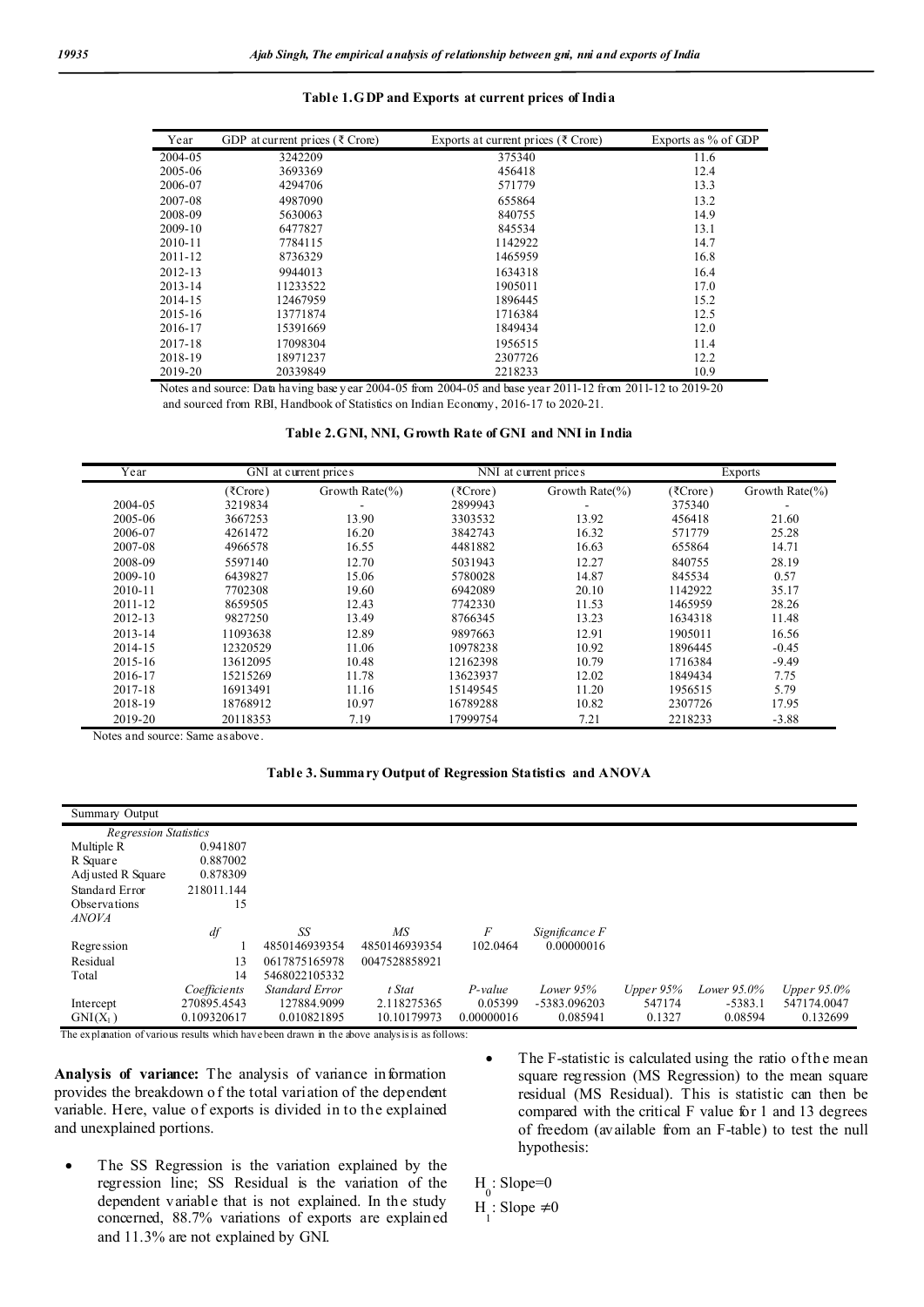**Table 1. GDP and Exports at current prices of India**

| Year | GDP at current prices (₹ Crore) | Exports at current prices (₹ Crore) | Exports as % of GDP |
|---|---|---|---|
| 2004-05 | 3242209 | 375340 | 11.6 |
| 2005-06 | 3693369 | 456418 | 12.4 |
| 2006-07 | 4294706 | 571779 | 13.3 |
| 2007-08 | 4987090 | 655864 | 13.2 |
| 2008-09 | 5630063 | 840755 | 14.9 |
| 2009-10 | 6477827 | 845534 | 13.1 |
| 2010-11 | 7784115 | 1142922 | 14.7 |
| 2011-12 | 8736329 | 1465959 | 16.8 |
| 2012-13 | 9944013 | 1634318 | 16.4 |
| 2013-14 | 11233522 | 1905011 | 17.0 |
| 2014-15 | 12467959 | 1896445 | 15.2 |
| 2015-16 | 13771874 | 1716384 | 12.5 |
| 2016-17 | 15391669 | 1849434 | 12.0 |
| 2017-18 | 17098304 | 1956515 | 11.4 |
| 2018-19 | 18971237 | 2307726 | 12.2 |
| 2019-20 | 20339849 | 2218233 | 10.9 |

Notes and source: Data having base year 2004-05 from 2004-05 and base year 2011-12 from 2011-12 to 2019-20 and sourced from RBI, Handbook of Statistics on Indian Economy, 2016-17 to 2020-21.

**Table 2. GNI, NNI, Growth Rate of GNI and NNI in India**

| Year | GNI at current prices | | NNI at current prices | | Exports | |
|---|---|---|---|---|---|---|
| | (₹Crore) | Growth Rate(%) | (₹Crore) | Growth Rate(%) | (₹Crore) | Growth Rate(%) |
| 2004-05 | 3219834 | - | 2899943 | - | 375340 | - |
| 2005-06 | 3667253 | 13.90 | 3303532 | 13.92 | 456418 | 21.60 |
| 2006-07 | 4261472 | 16.20 | 3842743 | 16.32 | 571779 | 25.28 |
| 2007-08 | 4966578 | 16.55 | 4481882 | 16.63 | 655864 | 14.71 |
| 2008-09 | 5597140 | 12.70 | 5031943 | 12.27 | 840755 | 28.19 |
| 2009-10 | 6439827 | 15.06 | 5780028 | 14.87 | 845534 | 0.57 |
| 2010-11 | 7702308 | 19.60 | 6942089 | 20.10 | 1142922 | 35.17 |
| 2011-12 | 8659505 | 12.43 | 7742330 | 11.53 | 1465959 | 28.26 |
| 2012-13 | 9827250 | 13.49 | 8766345 | 13.23 | 1634318 | 11.48 |
| 2013-14 | 11093638 | 12.89 | 9897663 | 12.91 | 1905011 | 16.56 |
| 2014-15 | 12320529 | 11.06 | 10978238 | 10.92 | 1896445 | -0.45 |
| 2015-16 | 13612095 | 10.48 | 12162398 | 10.79 | 1716384 | -9.49 |
| 2016-17 | 15215269 | 11.78 | 13623937 | 12.02 | 1849434 | 7.75 |
| 2017-18 | 16913491 | 11.16 | 15149545 | 11.20 | 1956515 | 5.79 |
| 2018-19 | 18768912 | 10.97 | 16789288 | 10.82 | 2307726 | 17.95 |
| 2019-20 | 20118353 | 7.19 | 17999754 | 7.21 | 2218233 | -3.88 |

Notes and source: Same as above.

**Table 3. Summary Output of Regression Statistics and ANOVA**

| Summary Output | | | | | | | | | |
|---|---|---|---|---|---|---|---|---|---|
| *Regression Statistics* | | | | | | | | | |
| Multiple R | 0.941807 | | | | | | | | |
| R Square | 0.887002 | | | | | | | | |
| Adjusted R Square | 0.878309 | | | | | | | | |
| Standard Error | 218011.144 | | | | | | | | |
| Observations | 15 | | | | | | | | |
| *ANOVA* | | | | | | | | | |
| | *df* | *SS* | *MS* | *F* | *Significance F* | | | | |
| Regression | 1 | 4850146939354 | 4850146939354 | 102.0464 | 0.00000016 | | | | |
| Residual | 13 | 0617875165978 | 0047528858921 | | | | | | |
| Total | 14 | 5468022105332 | | | | | | | |
| | *Coefficients* | *Standard Error* | *t Stat* | *P-value* | *Lower 95%* | *Upper 95%* | *Lower 95.0%* | *Upper 95.0%* | |
| Intercept | 270895.4543 | 127884.9099 | 2.118275365 | 0.05399 | -5383.096203 | 547174 | -5383.1 | 547174.0047 | |
| GNI($X_1$) | 0.109320617 | 0.010821895 | 10.10179973 | 0.00000016 | 0.085941 | 0.1327 | 0.08594 | 0.132699 | |

The explanation of various results which have been drawn in the above analysis is as follows:

**Analysis of variance:** The analysis of variance information provides the breakdown of the total variation of the dependent variable. Here, value of exports is divided in to the explained and unexplained portions.

- The SS Regression is the variation explained by the regression line; SS Residual is the variation of the dependent variable that is not explained. In the study concerned, 88.7% variations of exports are explained and 11.3% are not explained by GNI.
- The F-statistic is calculated using the ratio of the mean square regression (MS Regression) to the mean square residual (MS Residual). This is statistic can then be compared with the critical F value for 1 and 13 degrees of freedom (available from an F-table) to test the null hypothesis:

$H_0$: Slope=0

$H_1$: Slope $\neq 0$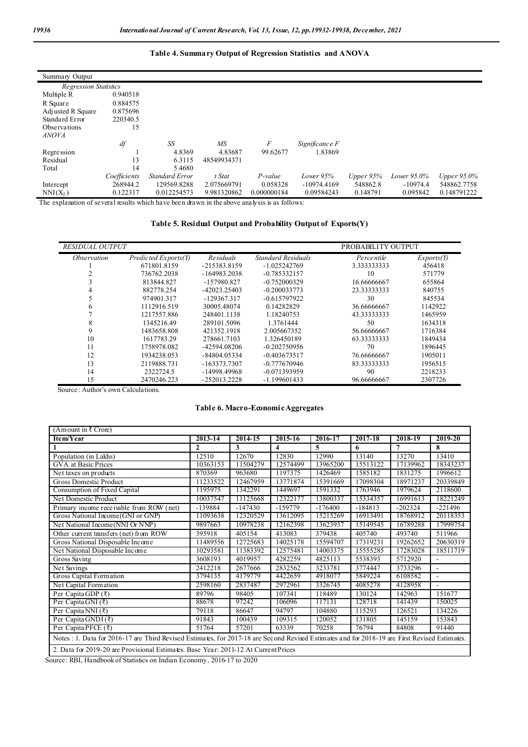### Table 4. Summary Output of Regression Statistics and ANOVA

| Summary Output | | | | | | | | |
|---|---|---|---|---|---|---|---|---|
| *Regression Statistics* | | | | | | | | |
| Multiple R | 0.940518 | | | | | | | |
| R Square | 0.884575 | | | | | | | |
| Adjusted R Square | 0.875696 | | | | | | | |
| Standard Error | 220340.5 | | | | | | | |
| Observations | 15 | | | | | | | |
| *ANOVA* | | | | | | | | |
| | *df* | *SS* | *MS* | *F* | *Significance F* | | | |
| Regression | 1 | 4.8369 | 4.83687 | 99.62677 | 1.83869 | | | |
| Residual | 13 | 6.3115 | 48549934371 | | | | | |
| Total | 14 | 5.4680 | | | | | | |
| | *Coefficients* | *Standard Error* | *t Stat* | *P-value* | *Lower 95%* | *Upper 95%* | *Lower 95.0%* | *Upper 95.0%* |
| Intercept | 268944.2 | 129569.8288 | 2.075669791 | 0.058328 | -10974.4169 | 548862.8 | -10974.4 | 548862.7758 |
| NNI($X_2$) | 0.122317 | 0.012254573 | 9.981320862 | 0.000000184 | 0.09584243 | 0.148791 | 0.095842 | 0.148791222 |

The explanation of several results which have been drawn in the above analysis is as follows:

### Table 5. Residual Output and Probability Output of Exports(Y)

| *RESIDUAL OUTPUT* | | | | PROBABILITY OUTPUT | |
|---|---|---|---|---|---|
| *Observation* | *Predicted Exports(Y)* | *Residuals* | *Standard Residuals* | *Percentile* | *Exports(Y)* |
| 1 | 671801.8159 | -215383.8159 | -1.025242769 | 3.333333333 | 456418 |
| 2 | 736762.2038 | -164983.2038 | -0.785332157 | 10 | 571779 |
| 3 | 813844.827 | -157980.827 | -0.752000329 | 16.66666667 | 655864 |
| 4 | 882778.254 | -42023.25403 | -0.200033773 | 23.33333333 | 840755 |
| 5 | 974901.317 | -129367.317 | -0.615797922 | 30 | 845534 |
| 6 | 1112916.519 | 30005.48074 | 0.14282829 | 36.66666667 | 1142922 |
| 7 | 1217557.886 | 248401.1138 | 1.18240753 | 43.33333333 | 1465959 |
| 8 | 1345216.49 | 289101.5096 | 1.3761444 | 50 | 1634318 |
| 9 | 1483658.808 | 421352.1918 | 2.005667352 | 56.66666667 | 1716384 |
| 10 | 1617783.29 | 278661.7103 | 1.326450189 | 63.33333333 | 1849434 |
| 11 | 1758978.082 | -42594.08206 | -0.202750956 | 70 | 1896445 |
| 12 | 1934238.053 | -84804.05334 | -0.403673517 | 76.66666667 | 1905011 |
| 13 | 2119888.731 | -163373.7307 | -0.777670946 | 83.33333333 | 1956515 |
| 14 | 2322724.5 | -14998.49968 | -0.071393959 | 90 | 2218233 |
| 15 | 2470246.223 | -252013.2228 | -1.199601433 | 96.66666667 | 2307726 |

Source: Author's own Calculations.

### Table 6. Macro-Economic Aggregates

| (Amount in ₹ Crore) | | | | | | | |
|---|---|---|---|---|---|---|---|
| **Item/Year** | **2013-14** | **2014-15** | **2015-16** | **2016-17** | **2017-18** | **2018-19** | **2019-20** |
| **1** | **2** | **3** | **4** | **5** | **6** | **7** | **8** |
| Population (in Lakhs) | 12510 | 12670 | 12830 | 12990 | 13140 | 13270 | 13410 |
| GVA at Basic Prices | 10363153 | 11504279 | 12574499 | 13965200 | 15513122 | 17139962 | 18343237 |
| Net taxes on products | 870369 | 963680 | 1197375 | 1426469 | 1585182 | 1831275 | 1996612 |
| Gross Domestic Product | 11233522 | 12467959 | 13771874 | 15391669 | 17098304 | 18971237 | 20339849 |
| Consumption of Fixed Capital | 1195975 | 1342291 | 1449697 | 1591332 | 1763946 | 1979624 | 2118600 |
| Net Domestic Product | 10037547 | 11125668 | 12322177 | 13800337 | 15334357 | 16991613 | 18221249 |
| Primary income receivable from ROW (net) | -139884 | -147430 | -159779 | -176400 | -184813 | -202324 | -221496 |
| Gross National Income(GNI or GNP) | 11093638 | 12320529 | 13612095 | 15215269 | 16913491 | 18768912 | 20118353 |
| Net National Income(NNI Or NNP) | 9897663 | 10978238 | 12162398 | 13623937 | 15149545 | 16789288 | 17999754 |
| Other current transfers (net) from ROW | 395918 | 405154 | 413083 | 379438 | 405740 | 493740 | 511966 |
| Gross National Disposable Income | 11489556 | 12725683 | 14025178 | 15594707 | 17319231 | 19262652 | 20630319 |
| Net National Disposable Income | 10293581 | 11383392 | 12575481 | 14003375 | 15555285 | 17283028 | 18511719 |
| Gross Saving | 3608193 | 4019957 | 4282259 | 4825113 | 5538393 | 5712920 | - |
| Net Savings | 2412218 | 2677666 | 2832562 | 3233781 | 3774447 | 3733296 | - |
| Gross Capital Formation | 3794135 | 4179779 | 4422659 | 4918077 | 5849224 | 6108582 | - |
| Net Capital Formation | 2598160 | 2837487 | 2972961 | 3326745 | 4085278 | 4128958 | - |
| Per Capita GDP (₹) | 89796 | 98405 | 107341 | 118489 | 130124 | 142963 | 151677 |
| Per Capita GNI (₹) | 88678 | 97242 | 106096 | 117131 | 128718 | 141439 | 150025 |
| Per Capita NNI (₹) | 79118 | 86647 | 94797 | 104880 | 115293 | 126521 | 134226 |
| Per Capita GNDI (₹) | 91843 | 100439 | 109315 | 120052 | 131805 | 145159 | 153843 |
| Per Capita PFCE (₹) | 51764 | 57201 | 63339 | 70258 | 76794 | 84808 | 91440 |
| Notes : 1. Data for 2016-17 are Third Revised Estimates, for 2017-18 are Second Revised Estimates and for 2018-19 are First Revised Estimates. | | | | | | | |
| 2. Data for 2019-20 are Provisional Estimates. Base Year: 2011-12 At Current Prices | | | | | | | |

Source: RBI, Handbook of Statistics on Indian Economy, 2016-17 to 2020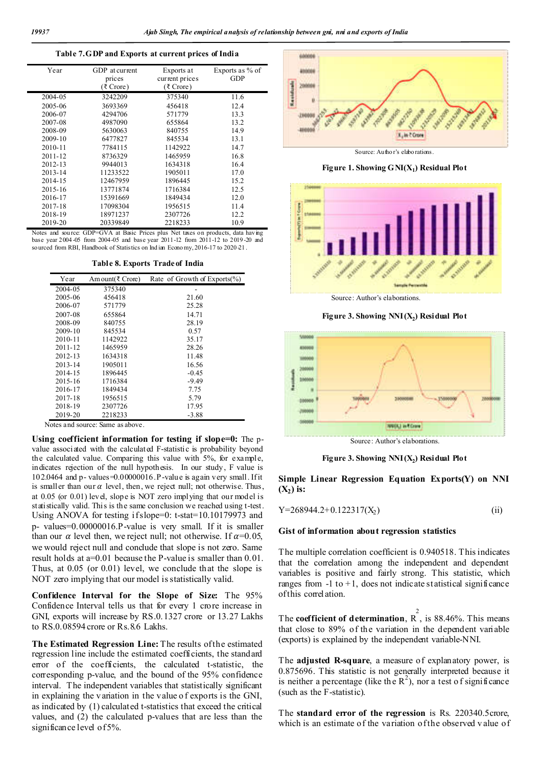**Table 7. GDP and Exports at current prices of India**

| Year | GDP at current prices (₹ Crore) | Exports at current prices (₹ Crore) | Exports as % of GDP |
|---|---|---|---|
| 2004-05 | 3242209 | 375340 | 11.6 |
| 2005-06 | 3693369 | 456418 | 12.4 |
| 2006-07 | 4294706 | 571779 | 13.3 |
| 2007-08 | 4987090 | 655864 | 13.2 |
| 2008-09 | 5630063 | 840755 | 14.9 |
| 2009-10 | 6477827 | 845534 | 13.1 |
| 2010-11 | 7784115 | 1142922 | 14.7 |
| 2011-12 | 8736329 | 1465959 | 16.8 |
| 2012-13 | 9944013 | 1634318 | 16.4 |
| 2013-14 | 11233522 | 1905011 | 17.0 |
| 2014-15 | 12467959 | 1896445 | 15.2 |
| 2015-16 | 13771874 | 1716384 | 12.5 |
| 2016-17 | 15391669 | 1849434 | 12.0 |
| 2017-18 | 17098304 | 1956515 | 11.4 |
| 2018-19 | 18971237 | 2307726 | 12.2 |
| 2019-20 | 20339849 | 2218233 | 10.9 |

Notes and source: GDP=GVA at Basic Prices plus Net taxes on products, data having base year 2004-05 from 2004-05 and base year 2011-12 from 2011-12 to 2019-20 and sourced from RBI, Handbook of Statistics on Indian Economy, 2016-17 to 2020-21.

**Table 8. Exports Trade of India**

| Year | Amount(₹ Crore) | Rate of Growth of Exports(%) |
|---|---|---|
| 2004-05 | 375340 | - |
| 2005-06 | 456418 | 21.60 |
| 2006-07 | 571779 | 25.28 |
| 2007-08 | 655864 | 14.71 |
| 2008-09 | 840755 | 28.19 |
| 2009-10 | 845534 | 0.57 |
| 2010-11 | 1142922 | 35.17 |
| 2011-12 | 1465959 | 28.26 |
| 2012-13 | 1634318 | 11.48 |
| 2013-14 | 1905011 | 16.56 |
| 2014-15 | 1896445 | -0.45 |
| 2015-16 | 1716384 | -9.49 |
| 2016-17 | 1849434 | 7.75 |
| 2017-18 | 1956515 | 5.79 |
| 2018-19 | 2307726 | 17.95 |
| 2019-20 | 2218233 | -3.88 |

Notes and source: Same as above.

**Using coefficient information for testing if slope=0:** The p-value associated with the calculated F-statistic is probability beyond the calculated value. Comparing this value with 5%, for example, indicates rejection of the null hypothesis. In our study, F value is 102.0464 and p-values=0.00000016. P-value is again very small. If it is smaller than our $\alpha$ level, then, we reject null; not otherwise. Thus, at 0.05 (or 0.01) level, slope is NOT zero implying that our model is statistically valid. This is the same conclusion we reached using t-test. Using ANOVA for testing if slope=0: t-stat=10.10179973 and p- values=0.00000016. P-value is very small. If it is smaller than our $\alpha$ level then, we reject null; not otherwise. If $\alpha$=0.05, we would reject null and conclude that slope is not zero. Same result holds at a=0.01 because the P-value is smaller than 0.01. Thus, at 0.05 (or 0.01) level, we conclude that the slope is NOT zero implying that our model is statistically valid.

**Confidence Interval for the Slope of Size:** The 95% Confidence Interval tells us that for every 1 crore increase in GNI, exports will increase by RS.0.1327 crore or 13.27 Lakhs to RS.0.08594 crore or Rs.8.6 Lakhs.

**The Estimated Regression Line:** The results of the estimated regression line include the estimated coefficients, the standard error of the coefficients, the calculated t-statistic, the corresponding p-value, and the bound of the 95% confidence interval. The independent variables that statistically significant in explaining the variation in the value of exports is the GNI, as indicated by (1) calculated t-statistics that exceed the critical values, and (2) the calculated p-values that are less than the significance level of 5%.

Source: Author's elaborations.

**Figure 1. Showing GNI($X_1$) Residual Plot**

Source: Author's elaborations.

**Figure 3. Showing NNI($X_2$) Residual Plot**

Source: Author's elaborations.

**Figure 3. Showing NNI($X_2$) Residual Plot**

**Simple Linear Regression Equation Exports(Y) on NNI ($X_2$) is:**

$$Y=268944.2+0.122317(X_2) \qquad \text{(ii)}$$

**Gist of information about regression statistics**

The multiple correlation coefficient is 0.940518. This indicates that the correlation among the independent and dependent variables is positive and fairly strong. This statistic, which ranges from -1 to +1, does not indicate statistical significance of this correlation.

The **coefficient of determination**, $R^2$, is 88.46%. This means that close to 89% of the variation in the dependent variable (exports) is explained by the independent variable-NNI.

The **adjusted R-square**, a measure of explanatory power, is 0.875696. This statistic is not generally interpreted because it is neither a percentage (like the $R^2$), nor a test of significance (such as the F-statistic).

The **standard error of the regression** is Rs. 220340.5crore, which is an estimate of the variation of the observed value of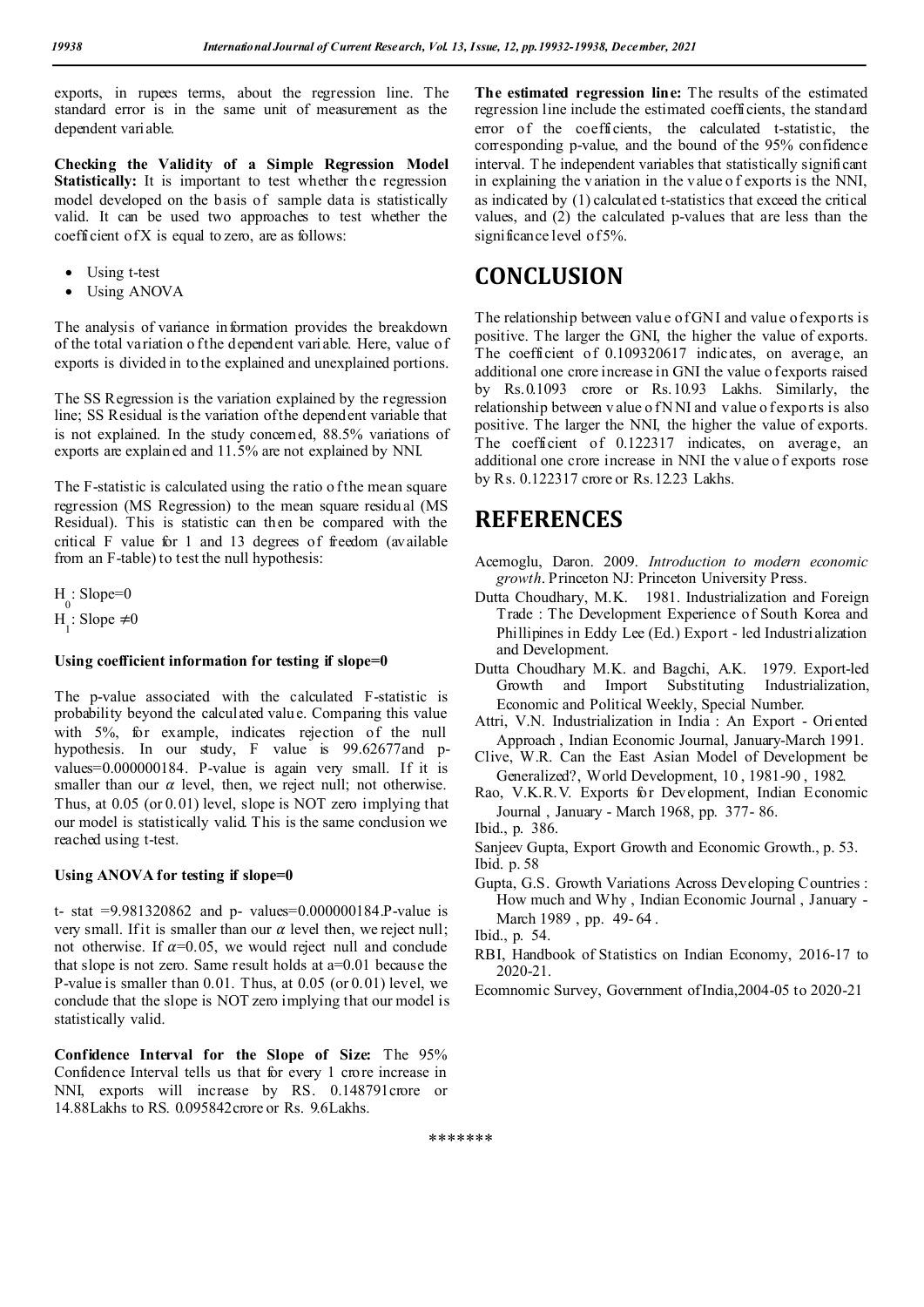exports, in rupees terms, about the regression line. The standard error is in the same unit of measurement as the dependent variable.

**Checking the Validity of a Simple Regression Model Statistically:** It is important to test whether the regression model developed on the basis of sample data is statistically valid. It can be used two approaches to test whether the coefficient of X is equal to zero, are as follows:

- Using t-test
- Using ANOVA

The analysis of variance information provides the breakdown of the total variation of the dependent variable. Here, value of exports is divided in to the explained and unexplained portions.

The SS Regression is the variation explained by the regression line; SS Residual is the variation of the dependent variable that is not explained. In the study concerned, 88.5% variations of exports are explained and 11.5% are not explained by NNI.

The F-statistic is calculated using the ratio of the mean square regression (MS Regression) to the mean square residual (MS Residual). This is statistic can then be compared with the critical F value for 1 and 13 degrees of freedom (available from an F-table) to test the null hypothesis:

$H_0$: Slope=0

$H_1$: Slope $\neq 0$

### Using coefficient information for testing if slope=0

The p-value associated with the calculated F-statistic is probability beyond the calculated value. Comparing this value with 5%, for example, indicates rejection of the null hypothesis. In our study, F value is 99.62677and p-values=0.000000184. P-value is again very small. If it is smaller than our $\alpha$ level, then, we reject null; not otherwise. Thus, at 0.05 (or 0.01) level, slope is NOT zero implying that our model is statistically valid. This is the same conclusion we reached using t-test.

### Using ANOVA for testing if slope=0

t- stat =9.981320862 and p- values=0.000000184.P-value is very small. If it is smaller than our $\alpha$ level then, we reject null; not otherwise. If $\alpha$=0.05, we would reject null and conclude that slope is not zero. Same result holds at a=0.01 because the P-value is smaller than 0.01. Thus, at 0.05 (or 0.01) level, we conclude that the slope is NOT zero implying that our model is statistically valid.

**Confidence Interval for the Slope of Size:** The 95% Confidence Interval tells us that for every 1 crore increase in NNI, exports will increase by RS. 0.148791crore or 14.88Lakhs to RS. 0.095842crore or Rs. 9.6Lakhs.

**The estimated regression line:** The results of the estimated regression line include the estimated coefficients, the standard error of the coefficients, the calculated t-statistic, the corresponding p-value, and the bound of the 95% confidence interval. The independent variables that statistically significant in explaining the variation in the value of exports is the NNI, as indicated by (1) calculated t-statistics that exceed the critical values, and (2) the calculated p-values that are less than the significance level of 5%.

## CONCLUSION

The relationship between value of GNI and value of exports is positive. The larger the GNI, the higher the value of exports. The coefficient of 0.109320617 indicates, on average, an additional one crore increase in GNI the value of exports raised by Rs.0.1093 crore or Rs.10.93 Lakhs. Similarly, the relationship between value of NNI and value of exports is also positive. The larger the NNI, the higher the value of exports. The coefficient of 0.122317 indicates, on average, an additional one crore increase in NNI the value of exports rose by Rs. 0.122317 crore or Rs.12.23 Lakhs.

## REFERENCES

Acemoglu, Daron. 2009. *Introduction to modern economic growth*. Princeton NJ: Princeton University Press.

Dutta Choudhary, M.K. 1981. Industrialization and Foreign Trade : The Development Experience of South Korea and Phillipines in Eddy Lee (Ed.) Export - led Industrialization and Development.

Dutta Choudhary M.K. and Bagchi, A.K. 1979. Export-led Growth and Import Substituting Industrialization, Economic and Political Weekly, Special Number.

Attri, V.N. Industrialization in India : An Export - Oriented Approach , Indian Economic Journal, January-March 1991.

Clive, W.R. Can the East Asian Model of Development be Generalized?, World Development, 10 , 1981-90 , 1982.

Rao, V.K.R.V. Exports for Development, Indian Economic Journal , January - March 1968, pp. 377- 86.

Ibid., p. 386.

Sanjeev Gupta, Export Growth and Economic Growth., p. 53.

Ibid. p. 58

Gupta, G.S. Growth Variations Across Developing Countries : How much and Why , Indian Economic Journal , January - March 1989 , pp. 49- 64 .

Ibid., p. 54.

RBI, Handbook of Statistics on Indian Economy, 2016-17 to 2020-21.

Ecomnomic Survey, Government of India,2004-05 to 2020-21

\*\*\*\*\*\*\*